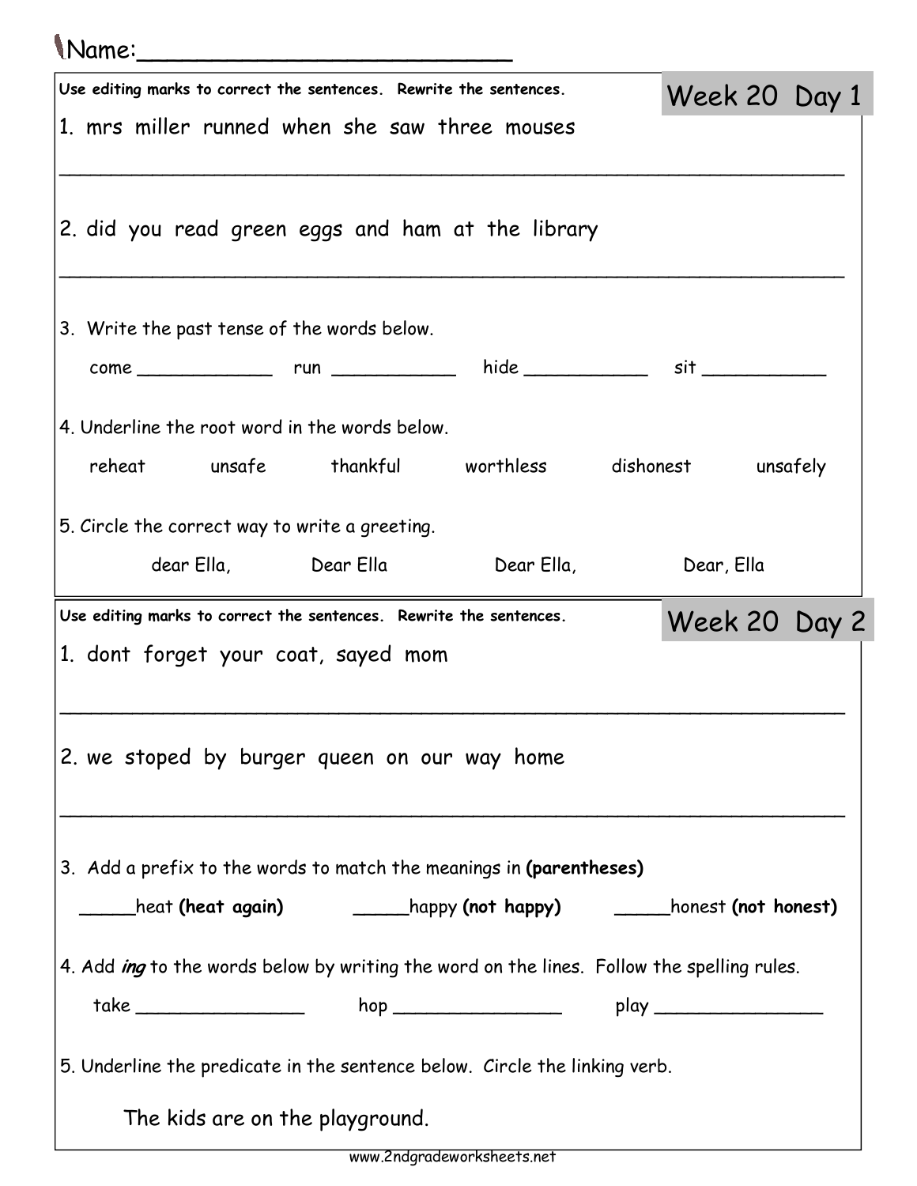Name:___________________________

## Week 20 Day 1

**Use editing marks to correct the sentences. Rewrite the sentences.**

1. mrs miller runned when she saw three mouses

_______________________________________________________________

2. did you read green eggs and ham at the library

_______________________________________________________________

3. Write the past tense of the words below.

come ____________ run ___________ hide ___________ sit ___________

4. Underline the root word in the words below.

reheat unsafe thankful worthless dishonest unsafely

5. Circle the correct way to write a greeting.

dear Ella, Dear Ella Dear Ella, Dear, Ella

## Week 20 Day 2

**Use editing marks to correct the sentences. Rewrite the sentences.**

1. dont forget your coat, sayed mom

_______________________________________________________________

2. we stoped by burger queen on our way home

_______________________________________________________________

3. Add a prefix to the words to match the meanings in **(parentheses)**

_____heat **(heat again)** _____happy **(not happy)** _____honest **(not honest)**

4. Add *ing* to the words below by writing the word on the lines. Follow the spelling rules.

take _______________ hop _______________ play _______________

5. Underline the predicate in the sentence below. Circle the linking verb.

The kids are on the playground.

www.2ndgradeworksheets.net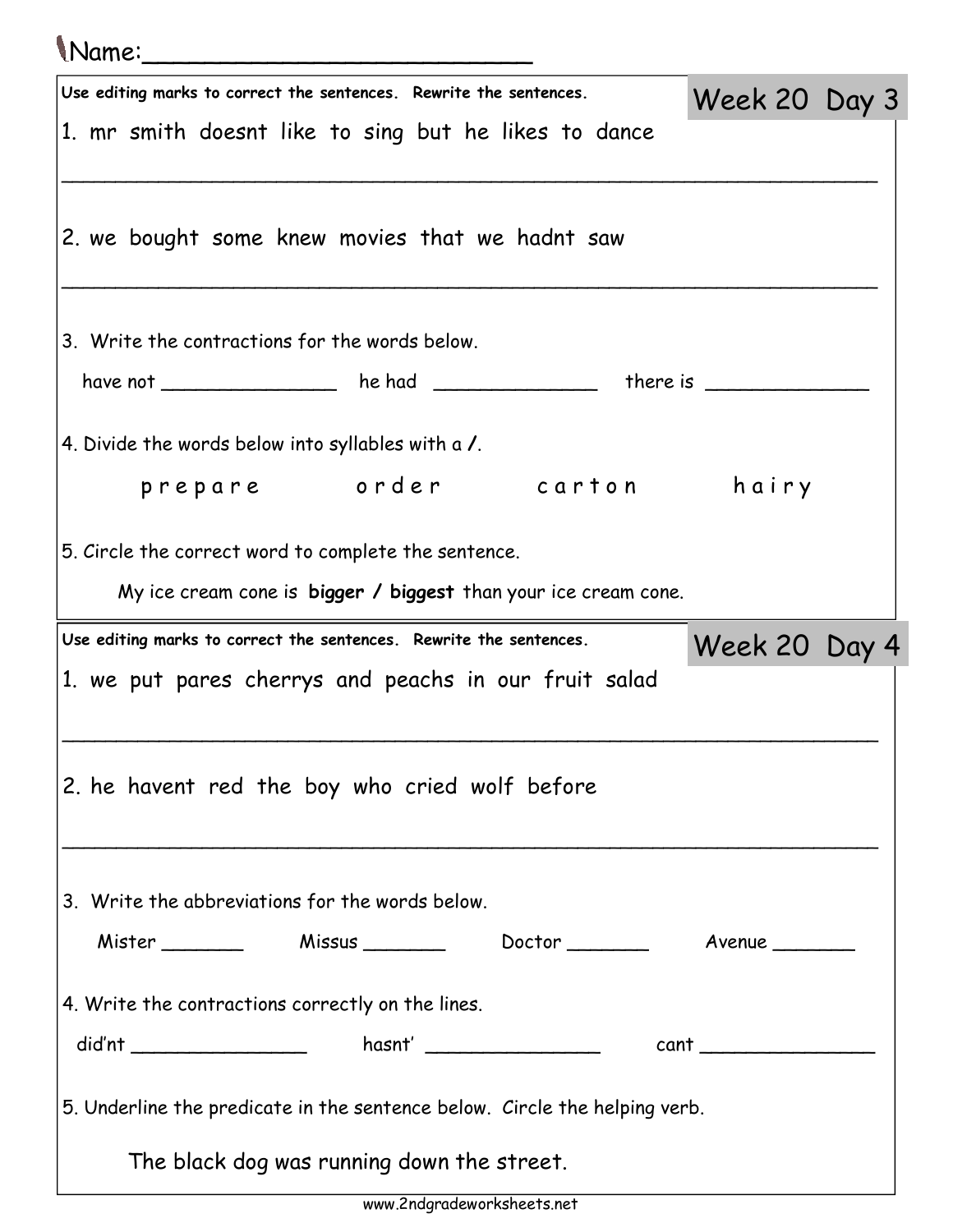Name:___________________________

## Week 20 Day 3

**Use editing marks to correct the sentences. Rewrite the sentences.**

1. mr smith doesnt like to sing but he likes to dance

_______________________________________________________________

2. we bought some knew movies that we hadnt saw

_______________________________________________________________

3. Write the contractions for the words below.

have not _______________ he had ______________ there is ______________

4. Divide the words below into syllables with a **/**.

p r e p a r e     o r d e r     c a r t o n     h a i r y

5. Circle the correct word to complete the sentence.

My ice cream cone is **bigger / biggest** than your ice cream cone.

## Week 20 Day 4

**Use editing marks to correct the sentences. Rewrite the sentences.**

1. we put pares cherrys and peachs in our fruit salad

_______________________________________________________________

2. he havent red the boy who cried wolf before

_______________________________________________________________

3. Write the abbreviations for the words below.

Mister _______ Missus _______ Doctor _______ Avenue _______

4. Write the contractions correctly on the lines.

did'nt _______________ hasnt' _______________ cant _______________

5. Underline the predicate in the sentence below. Circle the helping verb.

The black dog was running down the street.

www.2ndgradeworksheets.net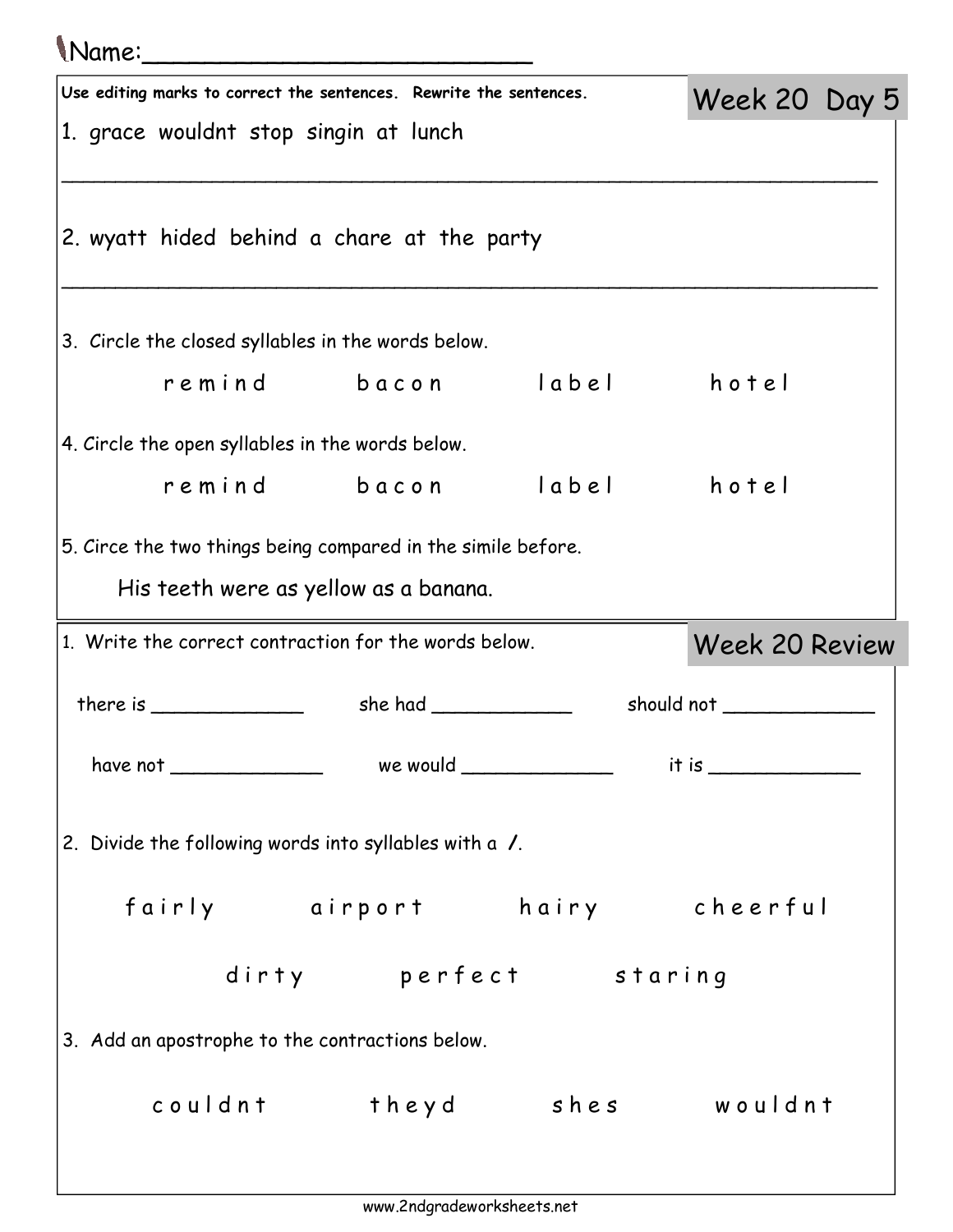Name:___________________________

## Week 20 Day 5

Use editing marks to correct the sentences. Rewrite the sentences.

1. grace wouldnt stop singin at lunch

_______________________________________________________________

2. wyatt hided behind a chare at the party

_______________________________________________________________

3. Circle the closed syllables in the words below.

r e m i n d    b a c o n    l a b e l    h o t e l

4. Circle the open syllables in the words below.

r e m i n d    b a c o n    l a b e l    h o t e l

5. Circe the two things being compared in the simile before.

His teeth were as yellow as a banana.

## Week 20 Review

1. Write the correct contraction for the words below.

there is _____________    she had ____________    should not _____________

have not _____________    we would _____________    it is _____________

2. Divide the following words into syllables with a /.

f a i r l y    a i r p o r t    h a i r y    c h e e r f u l

d i r t y    p e r f e c t    s t a r i n g

3. Add an apostrophe to the contractions below.

c o u l d n t    t h e y d    s h e s    w o u l d n t